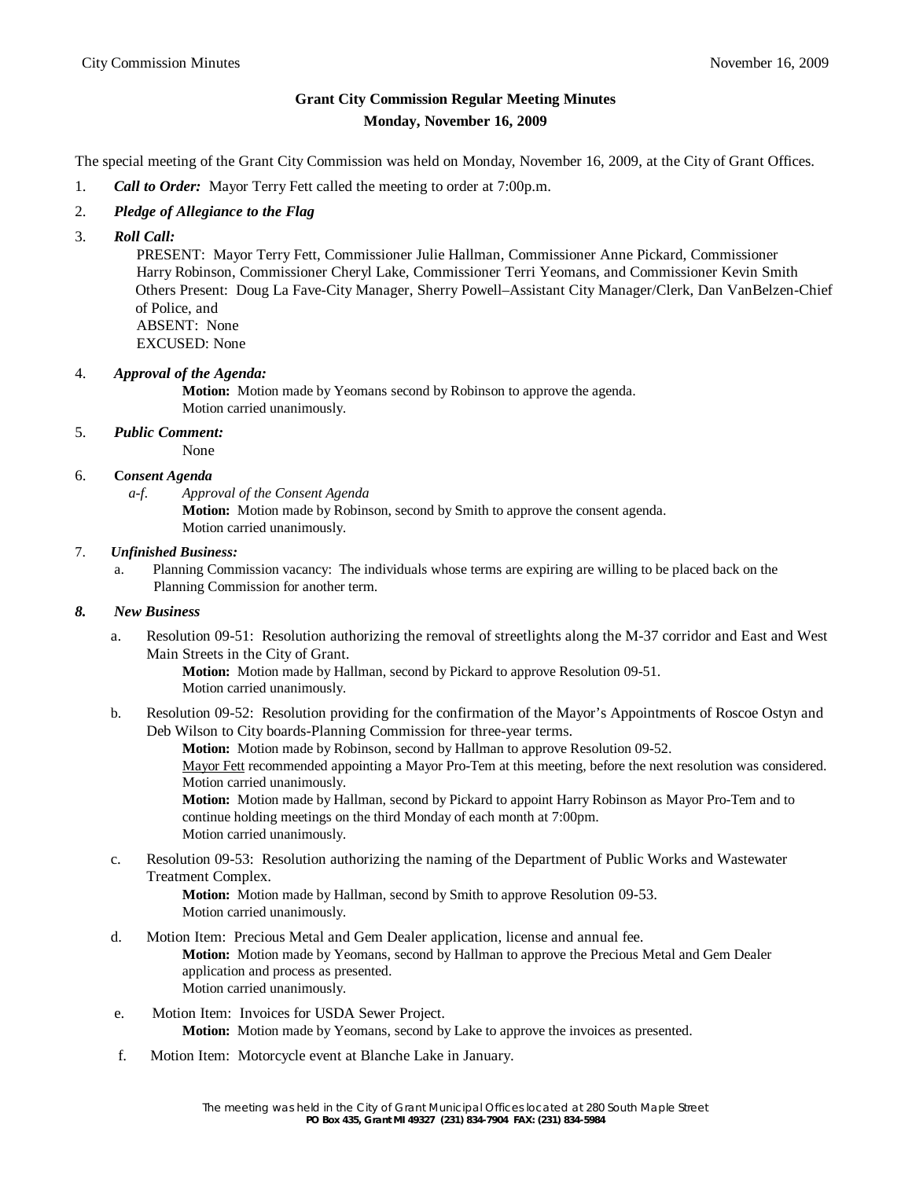## Grant City Commission Regular Meeting Minutes
## Monday, November 16, 2009

The special meeting of the Grant City Commission was held on Monday, November 16, 2009, at the City of Grant Offices.

1. ***Call to Order:*** Mayor Terry Fett called the meeting to order at 7:00p.m.

2. ***Pledge of Allegiance to the Flag***

3. ***Roll Call:***
   PRESENT: Mayor Terry Fett, Commissioner Julie Hallman, Commissioner Anne Pickard, Commissioner Harry Robinson, Commissioner Cheryl Lake, Commissioner Terri Yeomans, and Commissioner Kevin Smith
   Others Present: Doug La Fave-City Manager, Sherry Powell–Assistant City Manager/Clerk, Dan VanBelzen-Chief of Police, and
   ABSENT: None
   EXCUSED: None

4. ***Approval of the Agenda:***
   **Motion:** Motion made by Yeomans second by Robinson to approve the agenda.
   Motion carried unanimously.

5. ***Public Comment:***
   None

6. ***Consent Agenda***
   *a-f. Approval of the Consent Agenda*
   **Motion:** Motion made by Robinson, second by Smith to approve the consent agenda.
   Motion carried unanimously.

7. ***Unfinished Business:***
   a. Planning Commission vacancy: The individuals whose terms are expiring are willing to be placed back on the Planning Commission for another term.

8. ***New Business***
   a. Resolution 09-51: Resolution authorizing the removal of streetlights along the M-37 corridor and East and West Main Streets in the City of Grant.
      **Motion:** Motion made by Hallman, second by Pickard to approve Resolution 09-51.
      Motion carried unanimously.

   b. Resolution 09-52: Resolution providing for the confirmation of the Mayor's Appointments of Roscoe Ostyn and Deb Wilson to City boards-Planning Commission for three-year terms.
      **Motion:** Motion made by Robinson, second by Hallman to approve Resolution 09-52.
      Mayor Fett recommended appointing a Mayor Pro-Tem at this meeting, before the next resolution was considered.
      Motion carried unanimously.
      **Motion:** Motion made by Hallman, second by Pickard to appoint Harry Robinson as Mayor Pro-Tem and to continue holding meetings on the third Monday of each month at 7:00pm.
      Motion carried unanimously.

   c. Resolution 09-53: Resolution authorizing the naming of the Department of Public Works and Wastewater Treatment Complex.
      **Motion:** Motion made by Hallman, second by Smith to approve Resolution 09-53.
      Motion carried unanimously.

   d. Motion Item: Precious Metal and Gem Dealer application, license and annual fee.
      **Motion:** Motion made by Yeomans, second by Hallman to approve the Precious Metal and Gem Dealer application and process as presented.
      Motion carried unanimously.

   e. Motion Item: Invoices for USDA Sewer Project.
      **Motion:** Motion made by Yeomans, second by Lake to approve the invoices as presented.

   f. Motion Item: Motorcycle event at Blanche Lake in January.

The meeting was held in the City of Grant Municipal Offices located at 280 South Maple Street
**PO Box 435, Grant MI 49327 (231) 834-7904 FAX: (231) 834-5984**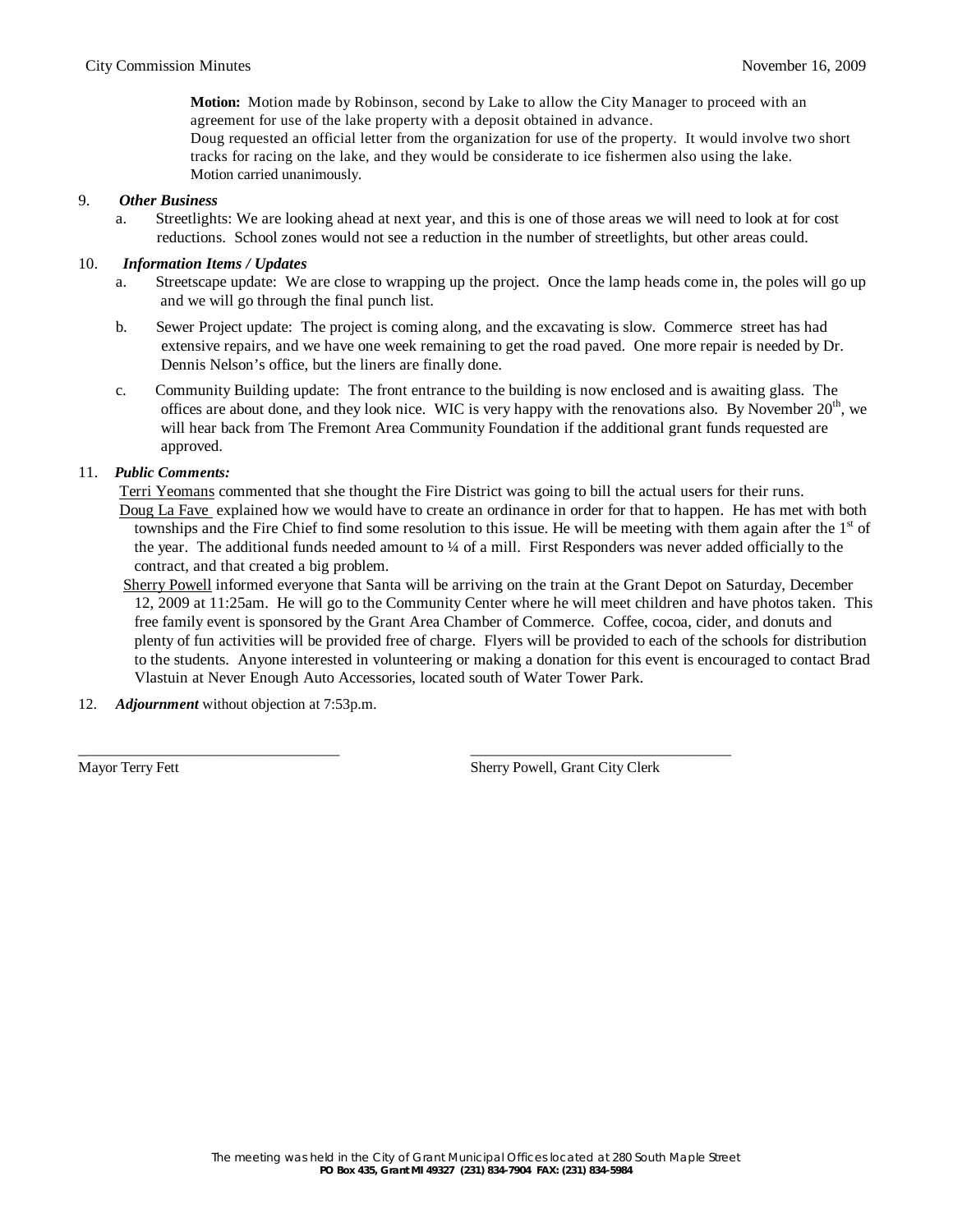**Motion:** Motion made by Robinson, second by Lake to allow the City Manager to proceed with an agreement for use of the lake property with a deposit obtained in advance.
Doug requested an official letter from the organization for use of the property. It would involve two short tracks for racing on the lake, and they would be considerate to ice fishermen also using the lake.
Motion carried unanimously.

9. ***Other Business***
   a. Streetlights: We are looking ahead at next year, and this is one of those areas we will need to look at for cost reductions. School zones would not see a reduction in the number of streetlights, but other areas could.

10. ***Information Items / Updates***
    a. Streetscape update: We are close to wrapping up the project. Once the lamp heads come in, the poles will go up and we will go through the final punch list.
    b. Sewer Project update: The project is coming along, and the excavating is slow. Commerce street has had extensive repairs, and we have one week remaining to get the road paved. One more repair is needed by Dr. Dennis Nelson's office, but the liners are finally done.
    c. Community Building update: The front entrance to the building is now enclosed and is awaiting glass. The offices are about done, and they look nice. WIC is very happy with the renovations also. By November 20th, we will hear back from The Fremont Area Community Foundation if the additional grant funds requested are approved.

11. ***Public Comments:***
    Terri Yeomans commented that she thought the Fire District was going to bill the actual users for their runs.
    Doug La Fave explained how we would have to create an ordinance in order for that to happen. He has met with both townships and the Fire Chief to find some resolution to this issue. He will be meeting with them again after the 1st of the year. The additional funds needed amount to ¼ of a mill. First Responders was never added officially to the contract, and that created a big problem.
    Sherry Powell informed everyone that Santa will be arriving on the train at the Grant Depot on Saturday, December 12, 2009 at 11:25am. He will go to the Community Center where he will meet children and have photos taken. This free family event is sponsored by the Grant Area Chamber of Commerce. Coffee, cocoa, cider, and donuts and plenty of fun activities will be provided free of charge. Flyers will be provided to each of the schools for distribution to the students. Anyone interested in volunteering or making a donation for this event is encouraged to contact Brad Vlastuin at Never Enough Auto Accessories, located south of Water Tower Park.

12. ***Adjournment*** without objection at 7:53p.m.

___________________________________ ___________________________________
Mayor Terry Fett Sherry Powell, Grant City Clerk

The meeting was held in the City of Grant Municipal Offices located at 280 South Maple Street
**PO Box 435, Grant MI 49327 (231) 834-7904 FAX: (231) 834-5984**